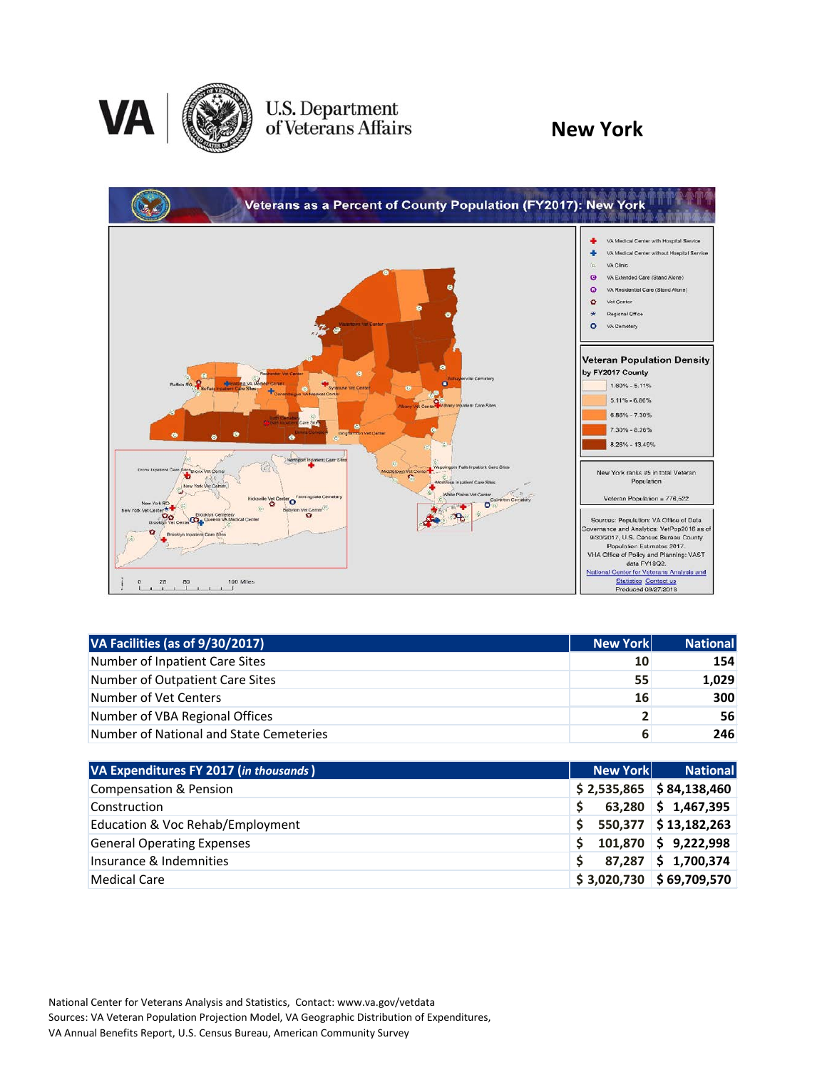# U.S. Department of Veterans Affairs

## New York

**Veterans as a Percent of County Population (FY2017): New York**

Veteran Population Density by FY2017 County

- 1.60% - 5.11%
- 5.11% - 6.86%
- 6.88% - 7.30%
- 7.30% - 8.26%
- 8.28% - 13.49%

New York ranks #5 in total Veteran Population

Veteran Population = 776,522

Sources: Population: VA Office of Data Governance and Analytics: VetPop2016 as of 9/30/2017, U.S. Census Bureau County Population Estimates 2017. VHA Office of Policy and Planning: VAST data FY18Q2.
National Center for Veterans Analysis and Statistics Contact us
Produced 09/27/2018

| VA Facilities (as of 9/30/2017) | New York | National |
|---|---:|---:|
| Number of Inpatient Care Sites | 10 | 154 |
| Number of Outpatient Care Sites | 55 | 1,029 |
| Number of Vet Centers | 16 | 300 |
| Number of VBA Regional Offices | 2 | 56 |
| Number of National and State Cemeteries | 6 | 246 |

| VA Expenditures FY 2017 (*in thousands*) | New York | National |
|---|---:|---:|
| Compensation & Pension | $ 2,535,865 | $ 84,138,460 |
| Construction | $ 63,280 | $ 1,467,395 |
| Education & Voc Rehab/Employment | $ 550,377 | $ 13,182,263 |
| General Operating Expenses | $ 101,870 | $ 9,222,998 |
| Insurance & Indemnities | $ 87,287 | $ 1,700,374 |
| Medical Care | $ 3,020,730 | $ 69,709,570 |

National Center for Veterans Analysis and Statistics, Contact: www.va.gov/vetdata
Sources: VA Veteran Population Projection Model, VA Geographic Distribution of Expenditures, VA Annual Benefits Report, U.S. Census Bureau, American Community Survey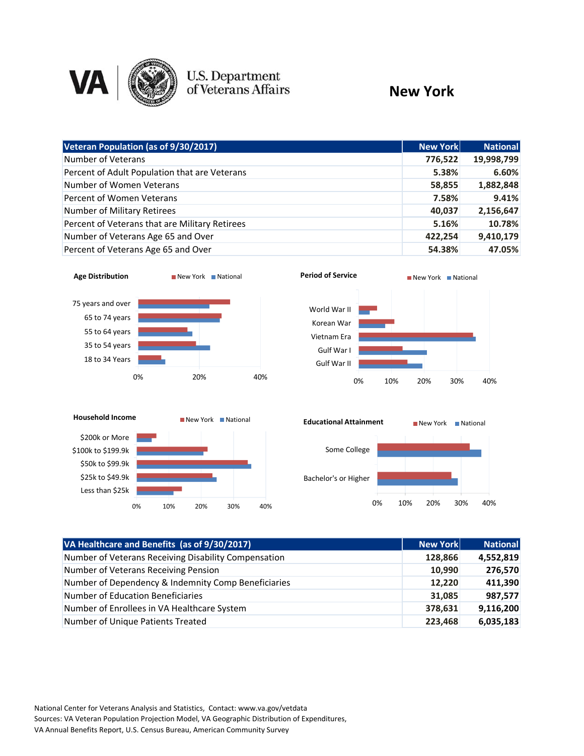U.S. Department of Veterans Affairs

# New York

| Veteran Population (as of 9/30/2017) | New York | National |
|---|---|---|
| Number of Veterans | 776,522 | 19,998,799 |
| Percent of Adult Population that are Veterans | 5.38% | 6.60% |
| Number of Women Veterans | 58,855 | 1,882,848 |
| Percent of Women Veterans | 7.58% | 9.41% |
| Number of Military Retirees | 40,037 | 2,156,647 |
| Percent of Veterans that are Military Retirees | 5.16% | 10.78% |
| Number of Veterans Age 65 and Over | 422,254 | 9,410,179 |
| Percent of Veterans Age 65 and Over | 54.38% | 47.05% |

**Age Distribution** (New York, National)

- 75 years and over
- 65 to 74 years
- 55 to 64 years
- 35 to 54 years
- 18 to 34 Years

**Period of Service** (New York, National)

- World War II
- Korean War
- Vietnam Era
- Gulf War I
- Gulf War II

**Household Income** (New York, National)

- $200k or More
- $100k to $199.9k
- $50k to $99.9k
- $25k to $49.9k
- Less than $25k

**Educational Attainment** (New York, National)

- Some College
- Bachelor's or Higher

| VA Healthcare and Benefits (as of 9/30/2017) | New York | National |
|---|---|---|
| Number of Veterans Receiving Disability Compensation | 128,866 | 4,552,819 |
| Number of Veterans Receiving Pension | 10,990 | 276,570 |
| Number of Dependency & Indemnity Comp Beneficiaries | 12,220 | 411,390 |
| Number of Education Beneficiaries | 31,085 | 987,577 |
| Number of Enrollees in VA Healthcare System | 378,631 | 9,116,200 |
| Number of Unique Patients Treated | 223,468 | 6,035,183 |

National Center for Veterans Analysis and Statistics, Contact: www.va.gov/vetdata
Sources: VA Veteran Population Projection Model, VA Geographic Distribution of Expenditures, VA Annual Benefits Report, U.S. Census Bureau, American Community Survey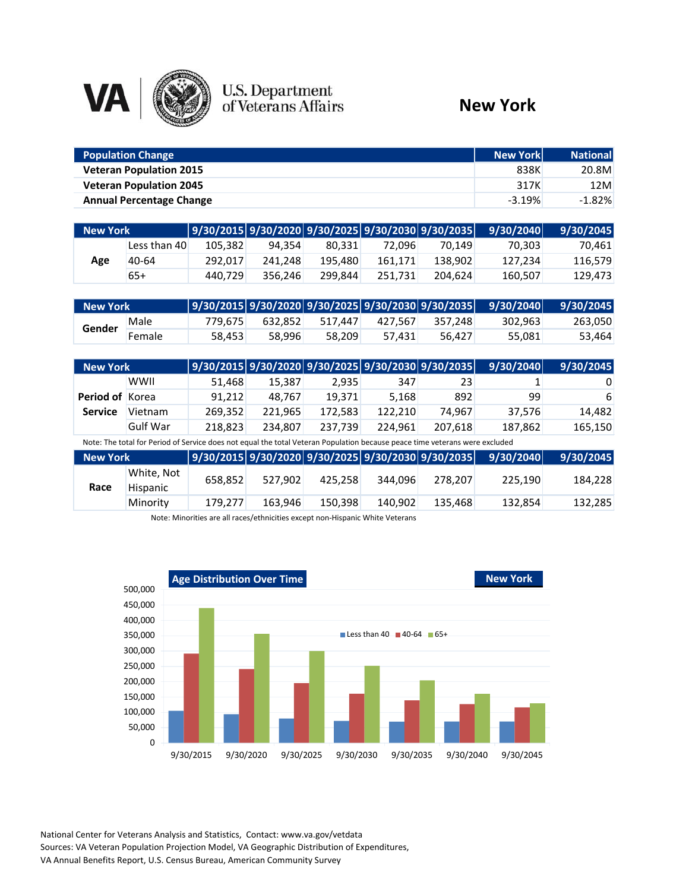VA | U.S. Department of Veterans Affairs

# New York

| Population Change | New York | National |
|---|---|---|
| **Veteran Population 2015** | 838K | 20.8M |
| **Veteran Population 2045** | 317K | 12M |
| **Annual Percentage Change** | -3.19% | -1.82% |

| New York | | 9/30/2015 | 9/30/2020 | 9/30/2025 | 9/30/2030 | 9/30/2035 | 9/30/2040 | 9/30/2045 |
|---|---|---|---|---|---|---|---|---|
| **Age** | Less than 40 | 105,382 | 94,354 | 80,331 | 72,096 | 70,149 | 70,303 | 70,461 |
| | 40-64 | 292,017 | 241,248 | 195,480 | 161,171 | 138,902 | 127,234 | 116,579 |
| | 65+ | 440,729 | 356,246 | 299,844 | 251,731 | 204,624 | 160,507 | 129,473 |

| New York | | 9/30/2015 | 9/30/2020 | 9/30/2025 | 9/30/2030 | 9/30/2035 | 9/30/2040 | 9/30/2045 |
|---|---|---|---|---|---|---|---|---|
| **Gender** | Male | 779,675 | 632,852 | 517,447 | 427,567 | 357,248 | 302,963 | 263,050 |
| | Female | 58,453 | 58,996 | 58,209 | 57,431 | 56,427 | 55,081 | 53,464 |

| New York | | 9/30/2015 | 9/30/2020 | 9/30/2025 | 9/30/2030 | 9/30/2035 | 9/30/2040 | 9/30/2045 |
|---|---|---|---|---|---|---|---|---|
| **Period of Service** | WWII | 51,468 | 15,387 | 2,935 | 347 | 23 | 1 | 0 |
| | Korea | 91,212 | 48,767 | 19,371 | 5,168 | 892 | 99 | 6 |
| | Vietnam | 269,352 | 221,965 | 172,583 | 122,210 | 74,967 | 37,576 | 14,482 |
| | Gulf War | 218,823 | 234,807 | 237,739 | 224,961 | 207,618 | 187,862 | 165,150 |

Note: The total for Period of Service does not equal the total Veteran Population because peace time veterans were excluded

| New York | | 9/30/2015 | 9/30/2020 | 9/30/2025 | 9/30/2030 | 9/30/2035 | 9/30/2040 | 9/30/2045 |
|---|---|---|---|---|---|---|---|---|
| **Race** | White, Not Hispanic | 658,852 | 527,902 | 425,258 | 344,096 | 278,207 | 225,190 | 184,228 |
| | Minority | 179,277 | 163,946 | 150,398 | 140,902 | 135,468 | 132,854 | 132,285 |

Note: Minorities are all races/ethnicities except non-Hispanic White Veterans

Age Distribution Over Time

New York

Less than 40
40-64
65+

500,000
450,000
400,000
350,000
300,000
250,000
200,000
150,000
100,000
50,000
0

9/30/2015
9/30/2020
9/30/2025
9/30/2030
9/30/2035
9/30/2040
9/30/2045

National Center for Veterans Analysis and Statistics, Contact: www.va.gov/vetdata
Sources: VA Veteran Population Projection Model, VA Geographic Distribution of Expenditures, VA Annual Benefits Report, U.S. Census Bureau, American Community Survey